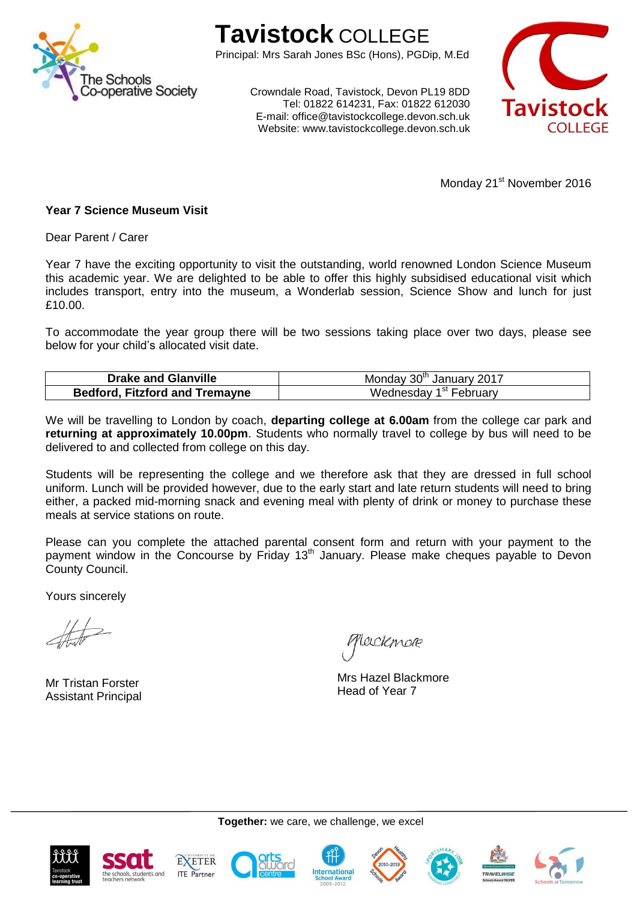# Tavistock COLLEGE

Principal: Mrs Sarah Jones BSc (Hons), PGDip, M.Ed

The Schools Co-operative Society

Crowndale Road, Tavistock, Devon PL19 8DD
Tel: 01822 614231, Fax: 01822 612030
E-mail: office@tavistockcollege.devon.sch.uk
Website: www.tavistockcollege.devon.sch.uk

Tavistock COLLEGE

Monday 21st November 2016

**Year 7 Science Museum Visit**

Dear Parent / Carer

Year 7 have the exciting opportunity to visit the outstanding, world renowned London Science Museum this academic year. We are delighted to be able to offer this highly subsidised educational visit which includes transport, entry into the museum, a Wonderlab session, Science Show and lunch for just £10.00.

To accommodate the year group there will be two sessions taking place over two days, please see below for your child's allocated visit date.

| **Drake and Glanville** | Monday 30th January 2017 |
|---|---|
| **Bedford, Fitzford and Tremayne** | Wednesday 1st February |

We will be travelling to London by coach, **departing college at 6.00am** from the college car park and **returning at approximately 10.00pm**. Students who normally travel to college by bus will need to be delivered to and collected from college on this day.

Students will be representing the college and we therefore ask that they are dressed in full school uniform. Lunch will be provided however, due to the early start and late return students will need to bring either, a packed mid-morning snack and evening meal with plenty of drink or money to purchase these meals at service stations on route.

Please can you complete the attached parental consent form and return with your payment to the payment window in the Concourse by Friday 13th January. Please make cheques payable to Devon County Council.

Yours sincerely

Mr Tristan Forster
Assistant Principal

Mrs Hazel Blackmore
Head of Year 7

**Together:** we care, we challenge, we excel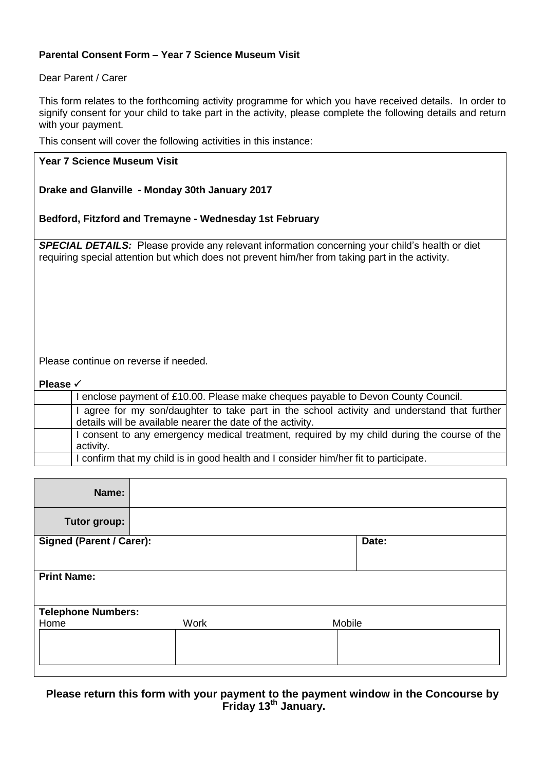**Parental Consent Form – Year 7 Science Museum Visit**

Dear Parent / Carer

This form relates to the forthcoming activity programme for which you have received details. In order to signify consent for your child to take part in the activity, please complete the following details and return with your payment.

This consent will cover the following activities in this instance:

**Year 7 Science Museum Visit**

**Drake and Glanville - Monday 30th January 2017**

**Bedford, Fitzford and Tremayne - Wednesday 1st February**

***SPECIAL DETAILS:*** Please provide any relevant information concerning your child's health or diet requiring special attention but which does not prevent him/her from taking part in the activity.

Please continue on reverse if needed.

**Please ✓**

| | |
|---|---|
| | I enclose payment of £10.00. Please make cheques payable to Devon County Council. |
| | I agree for my son/daughter to take part in the school activity and understand that further details will be available nearer the date of the activity. |
| | I consent to any emergency medical treatment, required by my child during the course of the activity. |
| | I confirm that my child is in good health and I consider him/her fit to participate. |

| | |
|---|---|
| **Name:** | |
| **Tutor group:** | |
| **Signed (Parent / Carer):** | **Date:** |
| **Print Name:** | |

**Telephone Numbers:**

| Home | Work | Mobile |
|---|---|---|
| | | |

**Please return this form with your payment to the payment window in the Concourse by Friday 13th January.**